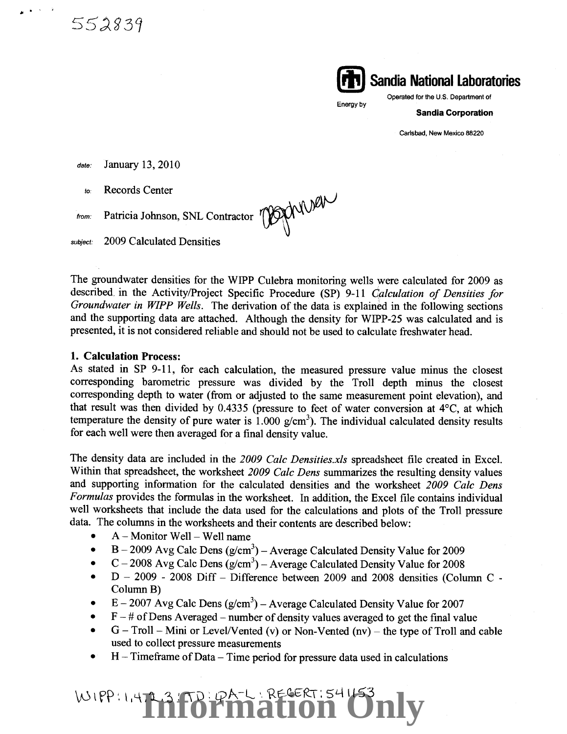552839

**Sandia National Laboratories**

Operated for the U.S. Department of Energy by

**Sandia Corporation**

Carlsbad, New Mexico 88220

*date:* January 13, 2010

*to:* Records Center

*from:* Patricia Johnson, SNL Contractor

*subject:* 2009 Calculated Densities

The groundwater densities for the WIPP Culebra monitoring wells were calculated for 2009 as described in the Activity/Project Specific Procedure (SP) 9-11 *Calculation of Densities for Groundwater in WIPP Wells*. The derivation of the data is explained in the following sections and the supporting data are attached. Although the density for WIPP-25 was calculated and is presented, it is not considered reliable and should not be used to calculate freshwater head.

**1. Calculation Process:**

As stated in SP 9-11, for each calculation, the measured pressure value minus the closest corresponding barometric pressure was divided by the Troll depth minus the closest corresponding depth to water (from or adjusted to the same measurement point elevation), and that result was then divided by 0.4335 (pressure to feet of water conversion at 4°C, at which temperature the density of pure water is 1.000 g/cm$^3$). The individual calculated density results for each well were then averaged for a final density value.

The density data are included in the *2009 Calc Densities.xls* spreadsheet file created in Excel. Within that spreadsheet, the worksheet *2009 Calc Dens* summarizes the resulting density values and supporting information for the calculated densities and the worksheet *2009 Calc Dens Formulas* provides the formulas in the worksheet. In addition, the Excel file contains individual well worksheets that include the data used for the calculations and plots of the Troll pressure data. The columns in the worksheets and their contents are described below:

- A – Monitor Well – Well name
- B – 2009 Avg Calc Dens (g/cm$^3$) – Average Calculated Density Value for 2009
- C – 2008 Avg Calc Dens (g/cm$^3$) – Average Calculated Density Value for 2008
- D – 2009 - 2008 Diff – Difference between 2009 and 2008 densities (Column C - Column B)
- E – 2007 Avg Calc Dens (g/cm$^3$) – Average Calculated Density Value for 2007
- F – # of Dens Averaged – number of density values averaged to get the final value
- G – Troll – Mini or Level/Vented (v) or Non-Vented (nv) – the type of Troll and cable used to collect pressure measurements
- H – Timeframe of Data – Time period for pressure data used in calculations

WIPP:1.4.2.3:TD:QA-L:RECERT:541153

Information Only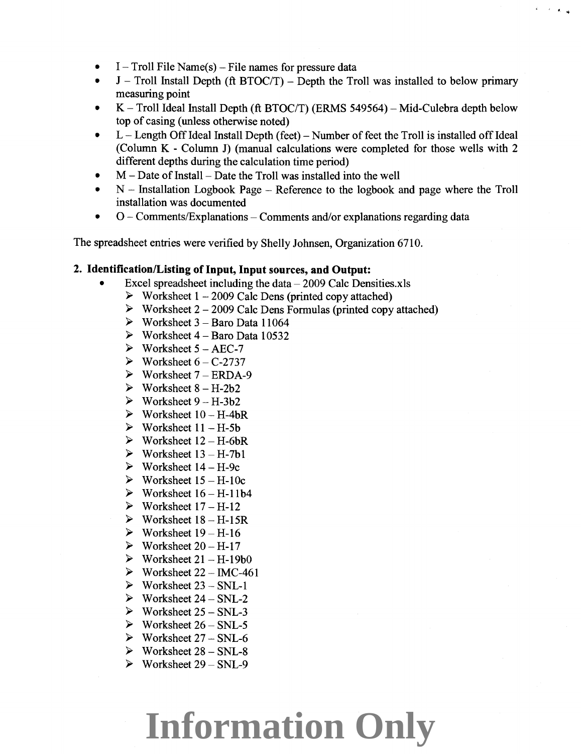- I – Troll File Name(s) – File names for pressure data
- J – Troll Install Depth (ft BTOC/T) – Depth the Troll was installed to below primary measuring point
- K – Troll Ideal Install Depth (ft BTOC/T) (ERMS 549564) – Mid-Culebra depth below top of casing (unless otherwise noted)
- L – Length Off Ideal Install Depth (feet) – Number of feet the Troll is installed off Ideal (Column K - Column J) (manual calculations were completed for those wells with 2 different depths during the calculation time period)
- M – Date of Install – Date the Troll was installed into the well
- N – Installation Logbook Page – Reference to the logbook and page where the Troll installation was documented
- O – Comments/Explanations – Comments and/or explanations regarding data

The spreadsheet entries were verified by Shelly Johnsen, Organization 6710.

**2. Identification/Listing of Input, Input sources, and Output:**

- Excel spreadsheet including the data – 2009 Calc Densities.xls
  - Worksheet 1 – 2009 Calc Dens (printed copy attached)
  - Worksheet 2 – 2009 Calc Dens Formulas (printed copy attached)
  - Worksheet 3 – Baro Data 11064
  - Worksheet 4 – Baro Data 10532
  - Worksheet 5 – AEC-7
  - Worksheet 6 – C-2737
  - Worksheet 7 – ERDA-9
  - Worksheet 8 – H-2b2
  - Worksheet 9 – H-3b2
  - Worksheet 10 – H-4bR
  - Worksheet 11 – H-5b
  - Worksheet 12 – H-6bR
  - Worksheet 13 – H-7b1
  - Worksheet 14 – H-9c
  - Worksheet 15 – H-10c
  - Worksheet 16 – H-11b4
  - Worksheet 17 – H-12
  - Worksheet 18 – H-15R
  - Worksheet 19 – H-16
  - Worksheet 20 – H-17
  - Worksheet 21 – H-19b0
  - Worksheet 22 – IMC-461
  - Worksheet 23 – SNL-1
  - Worksheet 24 – SNL-2
  - Worksheet 25 – SNL-3
  - Worksheet 26 – SNL-5
  - Worksheet 27 – SNL-6
  - Worksheet 28 – SNL-8
  - Worksheet 29 – SNL-9

**Information Only**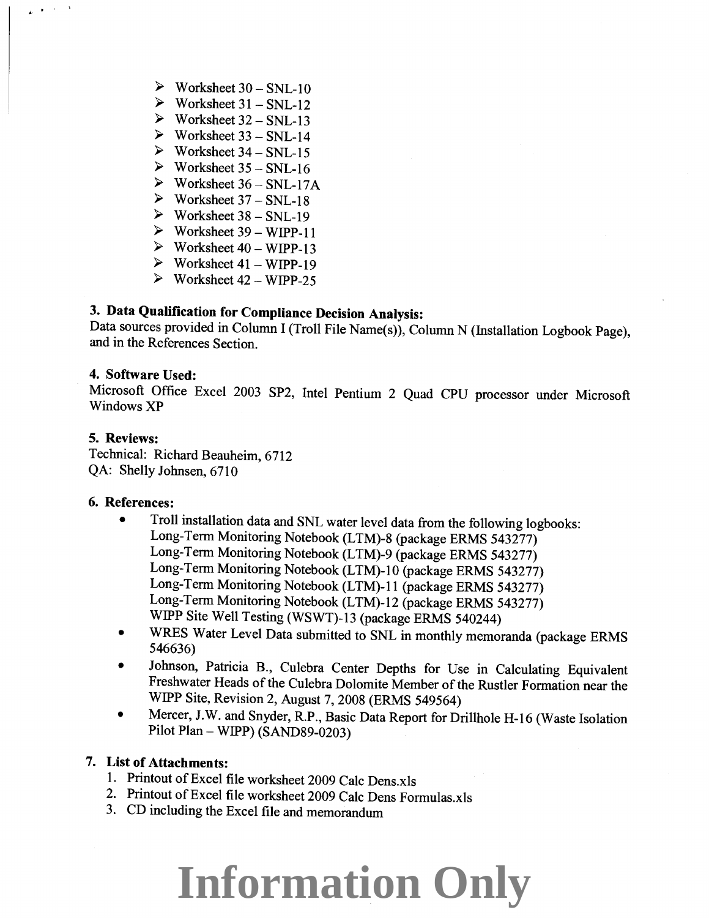- Worksheet 30 – SNL-10
- Worksheet 31 – SNL-12
- Worksheet 32 – SNL-13
- Worksheet 33 – SNL-14
- Worksheet 34 – SNL-15
- Worksheet 35 – SNL-16
- Worksheet 36 – SNL-17A
- Worksheet 37 – SNL-18
- Worksheet 38 – SNL-19
- Worksheet 39 – WIPP-11
- Worksheet 40 – WIPP-13
- Worksheet 41 – WIPP-19
- Worksheet 42 – WIPP-25

**3. Data Qualification for Compliance Decision Analysis:**
Data sources provided in Column I (Troll File Name(s)), Column N (Installation Logbook Page), and in the References Section.

**4. Software Used:**
Microsoft Office Excel 2003 SP2, Intel Pentium 2 Quad CPU processor under Microsoft Windows XP

**5. Reviews:**
Technical: Richard Beauheim, 6712
QA: Shelly Johnsen, 6710

**6. References:**

- Troll installation data and SNL water level data from the following logbooks:
  Long-Term Monitoring Notebook (LTM)-8 (package ERMS 543277)
  Long-Term Monitoring Notebook (LTM)-9 (package ERMS 543277)
  Long-Term Monitoring Notebook (LTM)-10 (package ERMS 543277)
  Long-Term Monitoring Notebook (LTM)-11 (package ERMS 543277)
  Long-Term Monitoring Notebook (LTM)-12 (package ERMS 543277)
  WIPP Site Well Testing (WSWT)-13 (package ERMS 540244)
- WRES Water Level Data submitted to SNL in monthly memoranda (package ERMS 546636)
- Johnson, Patricia B., Culebra Center Depths for Use in Calculating Equivalent Freshwater Heads of the Culebra Dolomite Member of the Rustler Formation near the WIPP Site, Revision 2, August 7, 2008 (ERMS 549564)
- Mercer, J.W. and Snyder, R.P., Basic Data Report for Drillhole H-16 (Waste Isolation Pilot Plan – WIPP) (SAND89-0203)

**7. List of Attachments:**

1. Printout of Excel file worksheet 2009 Calc Dens.xls
2. Printout of Excel file worksheet 2009 Calc Dens Formulas.xls
3. CD including the Excel file and memorandum

# Information Only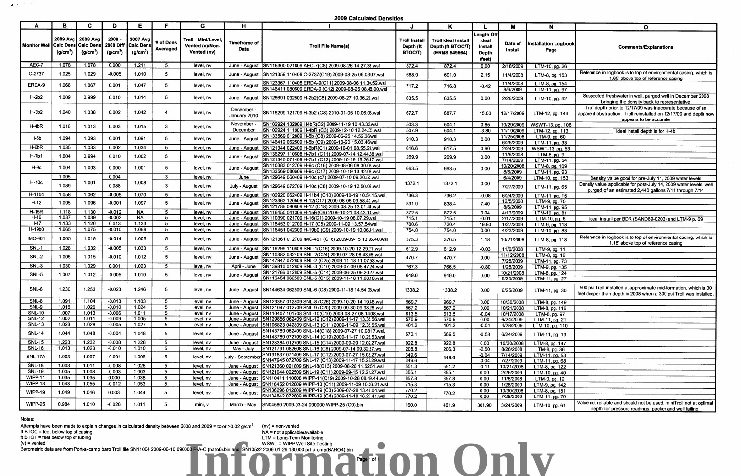## 2009 Calculated Densities

| A | B | C | D | E | F | G | H | I | J | K | L | M | N | O |
|---|---|---|---|---|---|---|---|---|---|---|---|---|---|---|
| Monitor Well | 2009 Avg Calc Dens ($g/cm^3$) | 2008 Avg Calc Dens ($g/cm^3$) | 2009 - 2008 Diff ($g/cm^3$) | 2007 Avg Calc Dens ($g/cm^3$) | # of Dens Averaged | Troll - Mini/Level, Vented (v)/Non-Vented (nv) | Timeframe of Data | Troll File Name(s) | Troll Install Depth (ft BTOC/T) | Troll Ideal Install Depth (ft BTOC/T) (ERMS 549564) | Length Off Ideal Install Depth (feet) | Date of Install | Installation Logbook Page | Comments/Explanations |
| AEC-7 | 1.078 | 1.078 | 0.000 | 1.211 | 5 | level, nv | June - August | SN116300 021809 AEC-7(C8) 2009-08-26 14.27.33.wsl | 872.4 | 872.4 | 0.00 | 2/18/2009 | LTM-10, pg. 26 | |
| C-2737 | 1.025 | 1.029 | -0.005 | 1.010 | 5 | level, nv | June - August | SN121359 110408 C-2737(C19) 2009-08-25 09.03.07.wsl | 688.9 | 691.0 | 2.15 | 11/4/2008 | LTM-8, pg. 153 | Reference in logbook is to top of environmental casing, which is 1.65' above top of reference casing |
| ERDA-9 | 1.068 | 1.067 | 0.001 | 1.047 | 5 | level, nv | June - August | SN123367 110408 ERDA-9(C11) 2009-08-06 11.30.52.wsl<br>SN146411 080609 ERDA-9 (C12) 2009-08-25 08.48.00.wsl | 717.2 | 716.8 | -0.42 | 11/4/2008<br>8/6/2009 | LTM-8, pg. 154<br>LTM-11, pg. 97 | |
| H-2b2 | 1.009 | 0.999 | 0.010 | 1.014 | 5 | level, nv | June - August | SN126691 032509 H-2b2(C6) 2009-08-27 10.36.20.wsl | 635.5 | 635.5 | 0.00 | 2/26/2009 | LTM-10, pg. 42 | Suspected freshwater in well, purged well in December 2008 bringing the density back to representative |
| H-3b2 | 1.040 | 1.038 | 0.002 | 1.042 | 4 | level, nv | December - January 2010 | SN116299 121709 H-3b2 (C8) 2010-01-05 10.06.03.wsl | 672.7 | 687.7 | 15.03 | 12/17/2009 | LTM-12, pg. 144 | Troll depth prior to 12/17/09 was inaccurate because of an apparent obstruction. Troll reinstalled on 12/17/09 and depth now appears to be accurate |
| H-4bR | 1.016 | 1.013 | 0.003 | 1.015 | 3 | level, nv | November - December | SN102924 102909 H4bR(C2) 2009-11-19 10.43.33.wsl<br>SN102924 111909 H-4bR (C3) 2009-12-10 12.24.35.wsl | 503.3<br>507.9 | 504.1<br>504.1 | 0.85<br>-3.80 | 10/29/2009<br>11/19/2009 | WSWT-13, pg. 108<br>LTM-12, pg. 113 | ideal install depth is for H-4b |
| H-5b | 1.094 | 1.093 | 0.001 | 1.091 | 5 | level, nv | June - August | SN133569 012809 H-5b (C8) 2009-06-25 14.52.36.wsl<br>SN146412 062509 H-5b (C9) 2009-10-20 15.03.46.wsl | 910.3 | 910.3 | 0.00 | 11/25/2008<br>6/25/2009 | LTM-9, pg. 60<br>LTM-11, pg. 33 | |
| H-6bR | 1.035 | 1.033 | 0.002 | 1.034 | 5 | level, nv | June - August | SN121344 022409 H-6bR(C1) 2009-10-01 08.55.29.wsl | 616.6 | 617.5 | 0.90 | 2/24/2009 | WSWT-13, pg. 53 | |
| H-7b1 | 1.004 | 0.994 | 0.010 | 1.002 | 5 | level, nv | June - August | SN136297 110608 H-7b1 (C11) 2009-07-14 12.44.38.wsl<br>SN121345 071409 H-7b1 (C12) 2009-10-19 15.26.17.wsl | 269.9 | 269.9 | 0.00 | 11/6/2008<br>7/14/2009 | LTM-8, pg. 9<br>LTM-11, pg. 54 | |
| H-9c | 1.004 | 1.003 | 0.000 | 1.001 | 5 | level, nv | June - August | SN110383 012709 H-9c (C16) 2009-08-06 08.30.03.wsl<br>SN133569 080609 H-9c (C17) 2009-10-19 13.42.03.wsl | 663.5 | 663.5 | 0.00 | 10/20/2008<br>8/6/2009 | LTM-8, pg. 109<br>LTM-11, pg. 93 | |
| H-10c | 1.005 | 1.001 | 0.004 | 1.008 | 3 | level, nv | June | SN129649 060409 H-10c (c7) 2009-07-10 09.20.52.wsl | 1372.1 | 1372.1 | 0.00 | 6/4/2009 | LTM-10, pg. 153 | Density value good for pre-July 11, 2009 water levels |
| | 1.089 | | 0.088 | | 3 | level, nv | July - August | SN129649 072709 H-10c (C8) 2009-10-19 12.50.02.wsl | | | | 7/27/2009 | LTM-11, pg. 65 | Density value applicable for post-July 14, 2009 water levels, well purged of an estimated 2,440 gallons 7/11 through 7/14 |
| H-11b4 | 1.058 | 1.062 | -0.005 | 1.070 | 5 | level, nv | June - August | SN102920 062409 H-11b4 (C10) 2009-10-19 10.54.15.wsl | 736.3 | 736.2 | -0.08 | 6/24/2009 | LTM-11, pg. 15 | |
| H-12 | 1.095 | 1.096 | -0.001 | 1.097 | 5 | level, nv | June - August | SN123363 120508 H-12(C17) 2009-08-06 09.58.43.wsl<br>SN121786 080609 H-12 (C18) 2009-08-25 13.01.41.wsl | 831.0 | 838.4 | 7.40 | 12/5/2008<br>8/6/2009 | LTM-9, pg. 70<br>LTM-11, pg. 95 | |
| H-15R | 1.118 | 1.130 | -0.012 | NA | 5 | level, nv | June - August | SN116450 041309 H-15R(C6) 2009-10-21 08.43.13.wsl | 872.5 | 872.5 | 0.04 | 4/13/2009 | LTM-10, pg. 81 | |
| H-16 | 1.037 | 1.039 | -0.002 | NA | 5 | level, nv | June - August | SN110390 021709 H-16(C1) 2009-10-19 08.07.29.wsl | 715.1 | 715.1 | -0.01 | 2/17/2009 | LTM-10, pg. 6 | Ideal install per BDR (SAND89-0203) and LTM-9 p. 69 |
| H-17 | 1.133 | 1.120 | 0.013 | 1.133 | 5 | level, nv | June - August | SN116453 012709 H-17 (C5) 2009-11-09 13.57.54.wsl | 700.6 | 720.4 | 19.80 | 1/27/2009 | LTM-9, pg. 118 | |
| H-19b0 | 1.065 | 1.075 | -0.010 | 1.068 | 5 | level, nv | June - August | SN116451 042309 H-19b0 (C9) 2009-10-19 10.06.41.wsl | 754.0 | 754.0 | 0.00 | 4/23/2009 | LTM-10, pg. 83 | |
| IMC-461 | 1.005 | 1.019 | -0.014 | 1.005 | 5 | level, nv | June - August | SN121361 012709 IMC-461 (C16) 2009-09-15 13.26.40.wsl | 375.3 | 376.5 | 1.18 | 10/21/2008 | LTM-8, pg. 118 | Reference in logbook is to top of environmental casing, which is 1.18' above top of reference casing |
| SNL-1 | 1.028 | 1.032 | -0.005 | 1.033 | 5 | level, nv | June - August | SN116299 110608 SNL-1(C16) 2009-10-20 12.29.21.wsl | 612.9 | 612.9 | -0.03 | 11/6/2008 | LTM-9, pg. 11 | |
| SNL-2 | 1.006 | 1.015 | -0.010 | 1.012 | 5 | level, nv | June - August | SN110382 032409 SNL-2(C24) 2009-07-28 08.43.06.wsl<br>SN147947 072809 SNL-2 (C25) 2009-11-18 11.07.53.wsl | 470.7 | 470.7 | 0.00 | 11/12/2008<br>7/28/2009 | LTM-8, pg. 16<br>LTM-11, pg. 73 | |
| SNL-3 | 1.030 | 1.029 | 0.001 | 1.023 | 5 | level, nv | April - June | SN139810 012809 SNL-3 (C10) 2009-07-09 08.47.24.wsl | 767.3 | 766.5 | -0.80 | 1/28/2009 | LTM-9, pg. 135 | |
| SNL-5 | 1.007 | 1.012 | -0.005 | 1.010 | 5 | level, nv | June - August | SN121786 012809 SNL-5 (C14) 2009-06-25 09.20.27.wsl<br>SN116454 062509 SNL-5 (C15) 2009-11-18 11.26.18.wsl | 649.0 | 649.0 | 0.00 | 10/21/2008<br>6/25/2009 | LTM-8, pg. 124<br>LTM-11, pg. 27 | |
| SNL-6 | 1.230 | 1.253 | -0.023 | 1.246 | 5 | level, nv | June - August | SN144634 062509 SNL-6 (C8) 2009-11-18 14.54.08.wsl | 1338.2 | 1338.2 | 0.00 | 6/25/2009 | LTM-11, pg. 30 | 500 psi Troll installed at approximate mid-formation, which is 30 feet deeper than depth in 2008 when a 300 psi Troll was installed. |
| SNL-8 | 1.091 | 1.104 | -0.013 | 1.103 | 5 | level, nv | June - August | SN123357 012809 SNL-8 (C26) 2009-10-20 14.19.48.wsl | 969.7 | 969.7 | 0.00 | 10/30/2008 | LTM-8, pg. 149 | |
| SNL-9 | 1.016 | 1.026 | -0.010 | 1.024 | 5 | level, nv | June - August | SN121047 012709 SNL-9 (C20) 2009-09-30 09.38.26.wsl | 567.2 | 567.2 | 0.00 | 10/21/2008 | LTM-8, pg. 116 | |
| SNL-10 | 1.007 | 1.013 | -0.006 | 1.011 | 5 | level, nv | June - August | SN110407 101708 SNL-10(C10) 2009-08-27 08.14.08.wsl | 613.5 | 613.5 | -0.04 | 10/17/2008 | LTM-8, pg. 97 | |
| SNL-12 | 1.002 | 1.011 | -0.009 | 1.005 | 5 | level, nv | June - August | SN129856 062409 SNL-12 (C12) 2009-11-17 13.35.56.wsl | 570.9 | 570.9 | 0.00 | 6/24/2009 | LTM-11, pg. 21 | |
| SNL-13 | 1.023 | 1.028 | -0.005 | 1.027 | 5 | level, nv | June - August | SN106823 042809 SNL-13 (C11) 2009-11-09 12.35.55.wsl | 401.2 | 401.2 | -0.04 | 4/28/2009 | LTM-10, pg. 110 | |
| SNL-14 | 1.044 | 1.048 | -0.004 | 1.048 | 5 | level, nv | June - August | SN143789 062409 SNL-14(C18) 2009-07-27 10.08.17.wsl,<br>SN143789 072709 SNL-14 (C19) 2009-11-17 10.26.53.wsl | 670.1 | 669.5 | -0.58 | 6/24/2009 | LTM-11, pg. 13 | |
| SNL-15 | 1.223 | 1.232 | -0.008 | 1.228 | 5 | level, nv | June - August | SN123384 012709 SNL-15 (C14) 2009-09-29 12.02.27.wsl | 922.8 | 922.8 | 0.00 | 10/30/2008 | LTM-8, pg. 147 | |
| SNL-16 | 1.013 | 1.023 | -0.010 | 1.010 | 5 | level, nv | May - July | SN121791 082608 SNL-16 (C6) 2009-07-14 09.32.37.wsl | 208.8 | 206.3 | -2.50 | 8/26/2008 | LTM-8, pg. 36 | |
| SNL-17A | 1.003 | 1.007 | -0.004 | 1.006 | 5 | level, nv | July - September | SN131837 071409 SNL-17 (C12) 2009-07-27 15.08.27.wsl<br>SN147945 072709 SNL-17 (C13) 2009-11-17 15.28.29.wsl | 349.6<br>349.6 | 349.6 | -0.04<br>-0.04 | 7/14/2009<br>7/27/2009 | LTM-11, pg. 53<br>LTM-11, pg. 68 | |
| SNL-18 | 1.003 | 1.011 | -0.008 | 1.028 | 5 | level, nv | June - August | SN121360 021809 SNL-18(C13) 2009-08-26 11.52.51.wsl | 551.3 | 551.2 | -0.11 | 10/21/2008 | LTM-8, pg. 122 | |
| SNL-19 | 1.005 | 1.008 | -0.003 | 1.003 | 5 | level, nv | June - August | SN121044 022509 SNL-19 (C11) 2009-09-15 12.21.27.wsl | 355.1 | 355.1 | 0.00 | 2/25/2009 | LTM-10, pg. 40 | |
| WIPP-11 | 1.035 | 1.035 | 0.000 | 1.038 | 5 | level, nv | June - August | SN110411 110608 WIPP-11(C19) 2009-10-28 08.43.44.wsl | 857.8 | 857.8 | 0.00 | 11/6/2008 | LTM-9, pg. 12 | |
| WIPP-13 | 1.043 | 1.055 | -0.012 | 1.053 | 5 | level, nv | June - August | SN116452 012809 WIPP-13 (C11) 2009-11-09 10.26.21.wsl | 715.3 | 715.3 | 0.00 | 1/28/2009 | LTM-9, pg. 142 | |
| WIPP-19 | 1.049 | 1.046 | 0.003 | 1.044 | 5 | level, nv | June - August | SN136296 012809 WIPP-19 (C3) 2009-07-28 13.46.04.wsl<br>SN134842 072809 WIPP-19 (C4) 2009-11-18 16.27.41.wsl | 770.2<br>770.2 | 770.2 | 0.00<br>0.00 | 10/30/2008<br>7/28/2009 | LTM-8, pg. 151<br>LTM-11, pg. 79 | |
| WIPP-25 | 0.984 | 1.010 | -0.026 | 1.011 | 5 | mini, v | March - May | SN04580 2009-03-24 090000 WIPP-25 (C9).bin | 160.0 | 461.9 | 301.90 | 3/24/2009 | LTM-10, pg. 61 | Value not reliable and should not be used, miniTroll not at optimal depth for pressure readings, packer and well failing |

Notes:

Attempts have been made to explain changes in calculated density between 2008 and 2009 = to or >0.02 $g/cm^3$

ft BTOC = feet below top of casing

ft BTOT = feet below top of tubing

(v) = vented

(nv) = non-vented

NA = not applicable/available

LTM = Long-Term Monitoring

WSWT = WIPP Well Site Testing

Barometric data are from Port-a-camp baro Troll file SN11064 2009-06-10 090000 P-A-C (baro6).bin and SN10532 2009-01-29 130000 prt-a-cmp(BARO4).bin

Information Only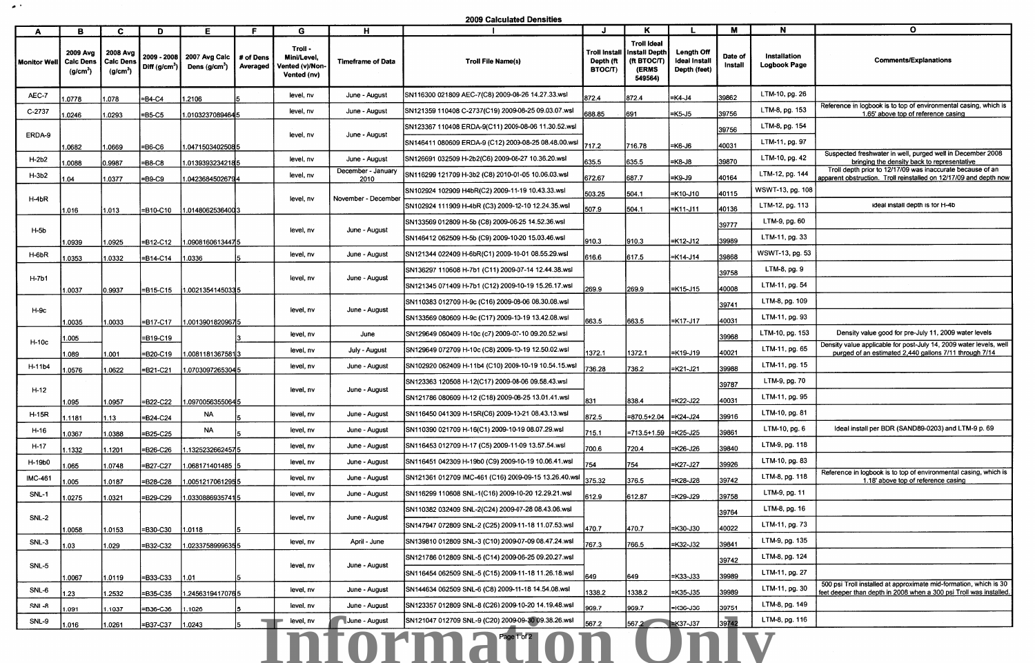# 2009 Calculated Densities

| A | B | C | D | E | F | G | H | I | J | K | L | M | N | O |
|---|---|---|---|---|---|---|---|---|---|---|---|---|---|---|
| Monitor Well | 2009 Avg Calc Dens (g/cm³) | 2008 Avg Calc Dens (g/cm³) | 2009 - 2008 Diff (g/cm³) | 2007 Avg Calc Dens (g/cm³) | # of Dens Averaged | Troll - Mini/Level, Vented (v)/Non-Vented (nv) | Timeframe of Data | Troll File Name(s) | Troll Install Depth (ft BTOC/T) | Troll Ideal Install Depth (ft BTOC/T) (ERMS 549564) | Length Off Ideal Install Depth (feet) | Date of Install | Installation Logbook Page | Comments/Explanations |
| AEC-7 | 1.0778 | 1.078 | =B4-C4 | 1.2106 | 5 | level, nv | June - August | SN116300 021809 AEC-7(C8) 2009-08-26 14.27.33.wsl | 872.4 | 872.4 | =K4-J4 | 39862 | LTM-10, pg. 26 | |
| C-2737 | 1.0246 | 1.0293 | =B5-C5 | 1.01032370896464 | 5 | level, nv | June - August | SN121359 110408 C-2737(C19) 2009-08-25 09.03.07.wsl | 688.85 | 691 | =K5-J5 | 39756 | LTM-8, pg. 153 | Reference in logbook is to top of environmental casing, which is 1.65' above top of reference casing |
| ERDA-9 | 1.0682 | 1.0669 | =B6-C6 | 1.04715034025085 | 5 | level, nv | June - August | SN123367 110408 ERDA-9(C11) 2009-08-06 11.30.52.wsl | 717.2 | 716.78 | =K6-J6 | 39756 | LTM-8, pg. 154 | |
| | | | | | | | | SN146411 060809 ERDA-9 (C12) 2009-08-25 08.48.00.wsl | | | | 40031 | LTM-11, pg. 97 | |
| H-2b2 | 1.0088 | 0.9987 | =B8-C8 | 1.01393923421865 | 5 | level, nv | June - August | SN126691 032509 H-2b2(C6) 2009-08-27 10.36.20.wsl | 635.5 | 635.5 | =K8-J8 | 39870 | LTM-10, pg. 42 | Suspected freshwater in well, purged well in December 2008 bringing the density back to representative |
| H-3b2 | 1.04 | 1.0377 | =B9-C9 | 1.04236845026794 | 4 | level, nv | December - January 2010 | SN116299 121709 H-3b2 (C8) 2010-01-05 10.06.03.wsl | 672.67 | 687.7 | =K9-J9 | 40164 | LTM-12, pg. 144 | Troll depth prior to 12/17/09 was inaccurate because of an apparent obstruction. Troll reinstalled on 12/17/09 and depth now |
| H-4bR | 1.016 | 1.013 | =B10-C10 | 1.01480625364003 | 3 | level, nv | November - December | SN102924 102909 H4bR(C2) 2009-11-19 10.43.33.wsl | 503.25 | 504.1 | =K10-J10 | 40115 | WSWT-13, pg. 108 | |
| | | | | | | | | SN102924 111909 H-4bR (C3) 2009-12-10 12.24.35.wsl | 507.9 | 504.1 | =K11-J11 | 40136 | LTM-12, pg. 113 | Ideal install depth is for H-4b |
| H-5b | 1.0939 | 1.0925 | =B12-C12 | 1.09081606134475 | 5 | level, nv | June - August | SN133569 012809 H-5b (C8) 2009-06-25 14.52.36.wsl | 910.3 | 910.3 | =K12-J12 | 39777 | LTM-9, pg. 60 | |
| | | | | | | | | SN146412 062509 H-5b (C9) 2009-10-20 15.03.46.wsl | | | | 39989 | LTM-11, pg. 33 | |
| H-6bR | 1.0353 | 1.0332 | =B14-C14 | 1.0336 | 5 | level, nv | June - August | SN121344 022409 H-6bR(C1) 2009-10-01 08.55.29.wsl | 616.6 | 617.5 | =K14-J14 | 39868 | WSWT-13, pg. 53 | |
| H-7b1 | 1.0037 | 0.9937 | =B15-C15 | 1.00213541450335 | 5 | level, nv | June - August | SN136297 110608 H-7b1 (C11) 2009-07-14 12.44.38.wsl | 269.9 | 269.9 | =K15-J15 | 39758 | LTM-8, pg. 9 | |
| | | | | | | | | SN121345 071409 H-7b1 (C12) 2009-10-19 15.26.17.wsl | | | | 40008 | LTM-11, pg. 54 | |
| H-9c | 1.0035 | 1.0033 | =B17-C17 | 1.00139018209675 | 5 | level, nv | June - August | SN110383 012709 H-9c (C16) 2009-08-06 08.30.08.wsl | 663.5 | 663.5 | =K17-J17 | 39741 | LTM-8, pg. 109 | |
| | | | | | | | | SN133569 080609 H-9c (C17) 2009-10-19 13.42.08.wsl | | | | 40031 | LTM-11, pg. 93 | |
| H-10c | 1.005 | | =B19-C19 | | 3 | level, nv | June | SN129649 060409 H-10c (c7) 2009-07-10 09.20.52.wsl | | | | 39968 | LTM-10, pg. 153 | Density value good for pre-July 11, 2009 water levels |
| | 1.089 | 1.001 | =B20-C19 | 1.00811813675813 | 3 | level, nv | July - August | SN129649 072709 H-10c (C8) 2009-10-19 12.50.02.wsl | 1372.1 | 1372.1 | =K19-J19 | 40021 | LTM-11, pg. 65 | Density value applicable for post-July 14, 2009 water levels, well purged of an estimated 2,440 gallons 7/11 through 7/14 |
| H-11b4 | 1.0576 | 1.0622 | =B21-C21 | 1.07030972653045 | 5 | level, nv | June - August | SN102920 062409 H-11b4 (C10) 2009-10-19 10.54.15.wsl | 736.28 | 736.2 | =K21-J21 | 39988 | LTM-11, pg. 15 | |
| H-12 | 1.095 | 1.0957 | =B22-C22 | 1.09700563550645 | 5 | level, nv | June - August | SN123363 120508 H-12(C17) 2009-08-06 09.58.43.wsl | 831 | 838.4 | =K22-J22 | 39787 | LTM-9, pg. 70 | |
| | | | | | | | | SN121786 080609 H-12 (C18) 2009-08-25 13.01.41.wsl | | | | 40031 | LTM-11, pg. 95 | |
| H-15R | 1.1181 | 1.13 | =B24-C24 | NA | 5 | level, nv | June - August | SN116450 041309 H-15R(C6) 2009-10-21 08.43.13.wsl | 872.5 | =870.5+2.04 | =K24-J24 | 39916 | LTM-10, pg. 81 | |
| H-16 | 1.0367 | 1.0388 | =B25-C25 | NA | 5 | level, nv | June - August | SN110390 021709 H-16(C1) 2009-10-19 08.07.29.wsl | 715.1 | =713.5+1.59 | =K25-J25 | 39861 | LTM-10, pg. 6 | Ideal install per BDR (SAND89-0203) and LTM-9 p. 69 |
| H-17 | 1.1332 | 1.1201 | =B26-C26 | 1.13252326624575 | 5 | level, nv | June - August | SN116453 012709 H-17 (C5) 2009-11-09 13.57.54.wsl | 700.6 | 720.4 | =K26-J26 | 39840 | LTM-9, pg. 118 | |
| H-19b0 | 1.065 | 1.0748 | =B27-C27 | 1.068171401485 | 5 | level, nv | June - August | SN116451 042309 H-19b0 (C9) 2009-10-19 10.06.41.wsl | 754 | 754 | =K27-J27 | 39926 | LTM-10, pg. 83 | |
| IMC-461 | 1.005 | 1.0187 | =B28-C28 | 1.00512170612955 | 5 | level, nv | June - August | SN121361 012709 IMC-461 (C16) 2009-09-15 13.26.40.wsl | 375.32 | 376.5 | =K28-J28 | 39742 | LTM-8, pg. 118 | Reference in logbook is to top of environmental casing, which is 1.18' above top of reference casing |
| SNL-1 | 1.0275 | 1.0321 | =B29-C29 | 1.03308869357415 | 5 | level, nv | June - August | SN116299 110608 SNL-1(C16) 2009-10-20 12.29.21.wsl | 612.9 | 612.87 | =K29-J29 | 39758 | LTM-9, pg. 11 | |
| SNL-2 | 1.0058 | 1.0153 | =B30-C30 | 1.0118 | 5 | level, nv | June - August | SN110382 032409 SNL-2(C24) 2009-07-28 08.43.06.wsl | 470.7 | 470.7 | =K30-J30 | 39764 | LTM-8, pg. 16 | |
| | | | | | | | | SN147947 072809 SNL-2 (C25) 2009-11-18 11.07.53.wsl | | | | 40022 | LTM-11, pg. 73 | |
| SNL-3 | 1.03 | 1.029 | =B32-C32 | 1.02337589996355 | 5 | level, nv | April - June | SN139810 012809 SNL-3 (C10) 2009-07-09 08.47.24.wsl | 767.3 | 766.5 | =K32-J32 | 39841 | LTM-9, pg. 135 | |
| SNL-5 | 1.0067 | 1.0119 | =B33-C33 | 1.01 | 5 | level, nv | June - August | SN121786 012809 SNL-5 (C14) 2009-06-25 09.20.27.wsl | 649 | 649 | =K33-J33 | 39742 | LTM-8, pg. 124 | |
| | | | | | | | | SN116454 062509 SNL-5 (C15) 2009-11-18 11.26.18.wsl | | | | 39989 | LTM-11, pg. 27 | |
| SNL-6 | 1.23 | 1.2532 | =B35-C35 | 1.24563194170765 | 5 | level, nv | June - August | SN144634 062509 SNL-6 (C8) 2009-11-18 14.54.08.wsl | 1338.2 | 1338.2 | =K35-J35 | 39989 | LTM-11, pg. 30 | 500 psi Troll installed at approximate mid-formation, which is 30 feet deeper than depth in 2008 when a 300 psi Troll was installed. |
| SNL-8 | 1.091 | 1.1037 | =B36-C36 | 1.1026 | 5 | level, nv | June - August | SN123357 012809 SNL-8 (C26) 2009-10-20 14.19.48.wsl | 909.7 | 909.7 | =K36-J36 | 39751 | LTM-8, pg. 149 | |
| SNL-9 | 1.016 | 1.0261 | =B37-C37 | 1.0243 | 5 | level, nv | June - August | SN121047 012709 SNL-9 (C20) 2009-09-30 09.38.26.wsl | 567.2 | 567.2 | =K37-J37 | 39742 | LTM-8, pg. 116 | |

Information Only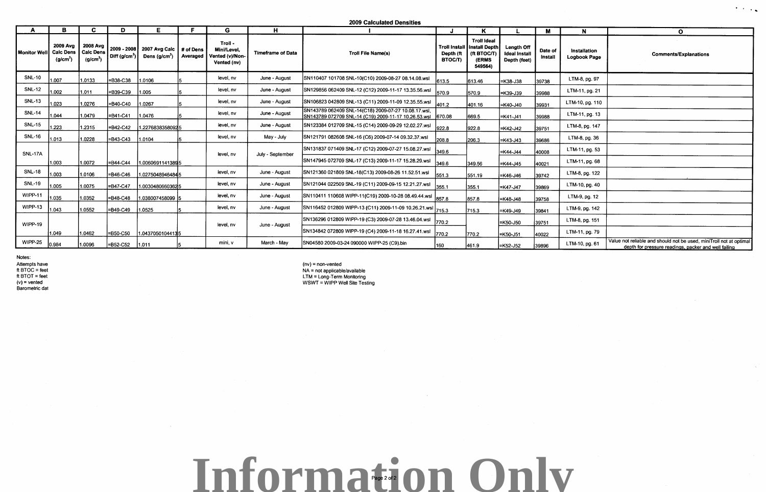## 2009 Calculated Densities

| A | B | C | D | E | F | G | H | I | J | K | L | M | N | O |
|---|---|---|---|---|---|---|---|---|---|---|---|---|---|---|
| Monitor Well | 2009 Avg Calc Dens (g/cm$^3$) | 2008 Avg Calc Dens (g/cm$^3$) | 2009 - 2008 Diff (g/cm$^3$) | 2007 Avg Calc Dens (g/cm$^3$) | # of Dens Averaged | Troll - Mini/Level, Vented (v)/Non-Vented (nv) | Timeframe of Data | Troll File Name(s) | Troll Install Depth (ft BTOC/T) | Troll Ideal Install Depth (ft BTOC/T) (ERMS 549564) | Length Off Ideal Install Depth (feet) | Date of Install | Installation Logbook Page | Comments/Explanations |
| SNL-10 | 1.007 | 1.0133 | =B38-C38 | 1.0106 | 5 | level, nv | June - August | SN110407 101708 SNL-10(C10) 2009-08-27 08.14.08.wsl | 613.5 | 613.46 | =K38-J38 | 39738 | LTM-8, pg. 97 | |
| SNL-12 | 1.002 | 1.011 | =B39-C39 | 1.005 | 5 | level, nv | June - August | SN129856 062409 SNL-12 (C12) 2009-11-17 13.35.56.wsl | 570.9 | 570.9 | =K39-J39 | 39988 | LTM-11, pg. 21 | |
| SNL-13 | 1.023 | 1.0276 | =B40-C40 | 1.0267 | 5 | level, nv | June - August | SN106823 042809 SNL-13 (C11) 2009-11-09 12.35.55.wsl | 401.2 | 401.16 | =K40-J40 | 39931 | LTM-10, pg. 110 | |
| SNL-14 | 1.044 | 1.0479 | =B41-C41 | 1.0476 | 5 | level, nv | June - August | SN143789 062409 SNL-14(C18) 2009-07-27 10.08.17.wsl, SN143789 072709 SNL-14 (C19) 2009-11-17 10.26.53.wsl | 670.08 | 669.5 | =K41-J41 | 39988 | LTM-11, pg. 13 | |
| SNL-15 | 1.223 | 1.2315 | =B42-C42 | 1.22768383580925 | | level, nv | June - August | SN123384 012709 SNL-15 (C14) 2009-09-29 12.02.27.wsl | 922.8 | 922.8 | =K42-J42 | 39751 | LTM-8, pg. 147 | |
| SNL-16 | 1.013 | 1.0228 | =B43-C43 | 1.0104 | 5 | level, nv | May - July | SN121791 082608 SNL-16 (C6) 2009-07-14 09.32.37.wsl | 208.8 | 206.3 | =K43-J43 | 39686 | LTM-8, pg. 36 | |
| SNL-17A | | | | | | level, nv | July - September | SN131837 071409 SNL-17 (C12) 2009-07-27 15.08.27.wsl | 349.6 | | =K44-J44 | 40008 | LTM-11, pg. 53 | |
| | 1.003 | 1.0072 | =B44-C44 | 1.00606911413895 | | | | SN147945 072709 SNL-17 (C13) 2009-11-17 15.28.29.wsl | 349.6 | 349.56 | =K44-J45 | 40021 | LTM-11, pg. 68 | |
| SNL-18 | 1.003 | 1.0106 | =B46-C46 | 1.02750489464845 | | level, nv | June - August | SN121360 021809 SNL-18(C13) 2009-08-26 11.52.51.wsl | 551.3 | 551.19 | =K46-J46 | 39742 | LTM-8, pg. 122 | |
| SNL-19 | 1.005 | 1.0075 | =B47-C47 | 1.00304806603625 | | level, nv | June - August | SN121044 022509 SNL-19 (C11) 2009-09-15 12.21.27.wsl | 355.1 | 355.1 | =K47-J47 | 39869 | LTM-10, pg. 40 | |
| WIPP-11 | 1.035 | 1.0352 | =B48-C48 | 1.038007458099 | 5 | level, nv | June - August | SN110411 110608 WIPP-11(C19) 2009-10-28 08.49.44.wsl | 857.8 | 857.8 | =K48-J48 | 39758 | LTM-9, pg. 12 | |
| WIPP-13 | 1.043 | 1.0552 | =B49-C49 | 1.0525 | 5 | level, nv | June - August | SN116452 012809 WIPP-13 (C11) 2009-11-09 10.26.21.wsl | 715.3 | 715.3 | =K49-J49 | 39841 | LTM-9, pg. 142 | |
| WIPP-19 | | | | | | level, nv | June - August | SN136296 012809 WIPP-19 (C3) 2009-07-28 13.46.04.wsl | 770.2 | | =K50-J50 | 39751 | LTM-8, pg. 151 | |
| | 1.049 | 1.0462 | =B50-C50 | 1.04370501044135 | | | | SN134842 072809 WIPP-19 (C4) 2009-11-18 16.27.41.wsl | 770.2 | 770.2 | =K50-J51 | 40022 | LTM-11, pg. 79 | |
| WIPP-25 | 0.984 | 1.0096 | =B52-C52 | 1.011 | 5 | mini, v | March - May | SN04580 2009-03-24 090000 WIPP-25 (C9).bin | 160 | 461.9 | =K52-J52 | 39896 | LTM-10, pg. 61 | Value not reliable and should not be used, miniTroll not at optimal depth for pressure readings, packer and well failing |

Notes:
Attempts have
ft BTOC = feet
ft BTOT = feet
(v) = vented
Barometric dat

(nv) = non-vented
NA = not applicable/available
LTM = Long-Term Monitoring
WSWT = WIPP Well Site Testing

**Information Only**